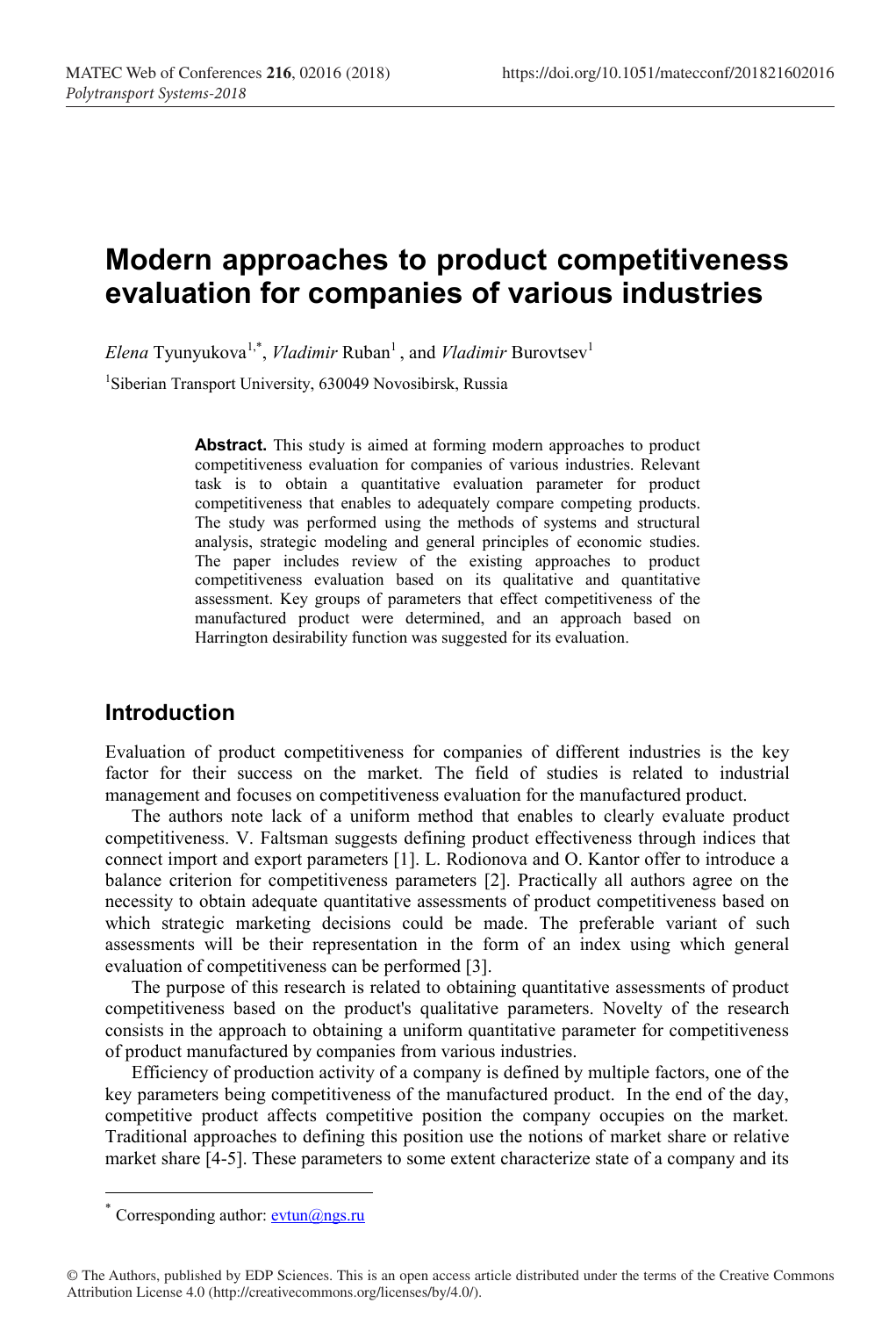# Modern approaches to product competitiveness evaluation for companies of various industries

*Elena* Tyunyukova[1,*], *Vladimir* Ruban[1] , and *Vladimir* Burovtsev[1]

[1]Siberian Transport University, 630049 Novosibirsk, Russia

**Abstract.** This study is aimed at forming modern approaches to product competitiveness evaluation for companies of various industries. Relevant task is to obtain a quantitative evaluation parameter for product competitiveness that enables to adequately compare competing products. The study was performed using the methods of systems and structural analysis, strategic modeling and general principles of economic studies. The paper includes review of the existing approaches to product competitiveness evaluation based on its qualitative and quantitative assessment. Key groups of parameters that effect competitiveness of the manufactured product were determined, and an approach based on Harrington desirability function was suggested for its evaluation.

## Introduction

Evaluation of product competitiveness for companies of different industries is the key factor for their success on the market. The field of studies is related to industrial management and focuses on competitiveness evaluation for the manufactured product.

The authors note lack of a uniform method that enables to clearly evaluate product competitiveness. V. Faltsman suggests defining product effectiveness through indices that connect import and export parameters [1]. L. Rodionova and O. Kantor offer to introduce a balance criterion for competitiveness parameters [2]. Practically all authors agree on the necessity to obtain adequate quantitative assessments of product competitiveness based on which strategic marketing decisions could be made. The preferable variant of such assessments will be their representation in the form of an index using which general evaluation of competitiveness can be performed [3].

The purpose of this research is related to obtaining quantitative assessments of product competitiveness based on the product's qualitative parameters. Novelty of the research consists in the approach to obtaining a uniform quantitative parameter for competitiveness of product manufactured by companies from various industries.

Efficiency of production activity of a company is defined by multiple factors, one of the key parameters being competitiveness of the manufactured product. In the end of the day, competitive product affects competitive position the company occupies on the market. Traditional approaches to defining this position use the notions of market share or relative market share [4-5]. These parameters to some extent characterize state of a company and its

---

[*] Corresponding author: evtun@ngs.ru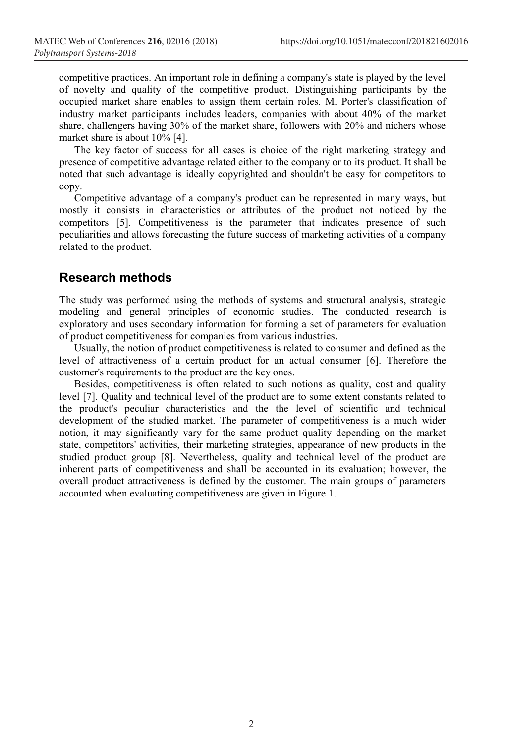competitive practices. An important role in defining a company's state is played by the level of novelty and quality of the competitive product. Distinguishing participants by the occupied market share enables to assign them certain roles. M. Porter's classification of industry market participants includes leaders, companies with about 40% of the market share, challengers having 30% of the market share, followers with 20% and nichers whose market share is about 10% [4].

The key factor of success for all cases is choice of the right marketing strategy and presence of competitive advantage related either to the company or to its product. It shall be noted that such advantage is ideally copyrighted and shouldn't be easy for competitors to copy.

Competitive advantage of a company's product can be represented in many ways, but mostly it consists in characteristics or attributes of the product not noticed by the competitors [5]. Competitiveness is the parameter that indicates presence of such peculiarities and allows forecasting the future success of marketing activities of a company related to the product.

## Research methods

The study was performed using the methods of systems and structural analysis, strategic modeling and general principles of economic studies. The conducted research is exploratory and uses secondary information for forming a set of parameters for evaluation of product competitiveness for companies from various industries.

Usually, the notion of product competitiveness is related to consumer and defined as the level of attractiveness of a certain product for an actual consumer [6]. Therefore the customer's requirements to the product are the key ones.

Besides, competitiveness is often related to such notions as quality, cost and quality level [7]. Quality and technical level of the product are to some extent constants related to the product's peculiar characteristics and the the level of scientific and technical development of the studied market. The parameter of competitiveness is a much wider notion, it may significantly vary for the same product quality depending on the market state, competitors' activities, their marketing strategies, appearance of new products in the studied product group [8]. Nevertheless, quality and technical level of the product are inherent parts of competitiveness and shall be accounted in its evaluation; however, the overall product attractiveness is defined by the customer. The main groups of parameters accounted when evaluating competitiveness are given in Figure 1.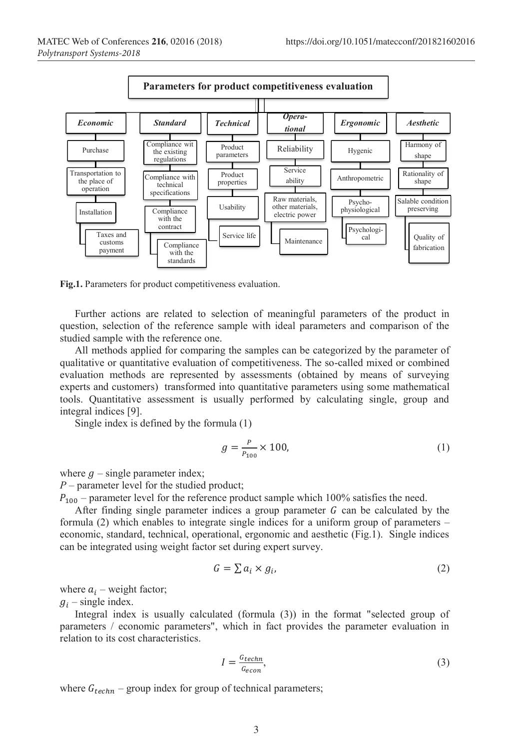**Parameters for product competitiveness evaluation**

| *Economic* | *Standard* | *Technical* | *Operational* | *Ergonomic* | *Aesthetic* |
|---|---|---|---|---|---|
| Purchase | Compliance wit the existing regulations | Product parameters | Reliability | Hygenic | Harmony of shape |
| Transportation to the place of operation | Compliance with technical specifications | Product properties | Service ability | Anthropometric | Rationality of shape |
| Installation | Compliance with the contract | Usability | Raw materials, other materials, electric power | Psycho-physiological | Salable condition preserving |
| Taxes and customs payment | Compliance with the standards | Service life | Maintenance | Psychological | Quality of fabrication |

**Fig.1.** Parameters for product competitiveness evaluation.

Further actions are related to selection of meaningful parameters of the product in question, selection of the reference sample with ideal parameters and comparison of the studied sample with the reference one.

All methods applied for comparing the samples can be categorized by the parameter of qualitative or quantitative evaluation of competitiveness. The so-called mixed or combined evaluation methods are represented by assessments (obtained by means of surveying experts and customers) transformed into quantitative parameters using some mathematical tools. Quantitative assessment is usually performed by calculating single, group and integral indices [9].

Single index is defined by the formula (1)

$$g = \frac{P}{P_{100}} \times 100, \tag{1}$$

where $g$ – single parameter index;

$P$ – parameter level for the studied product;

$P_{100}$ – parameter level for the reference product sample which 100% satisfies the need.

After finding single parameter indices a group parameter $G$ can be calculated by the formula (2) which enables to integrate single indices for a uniform group of parameters – economic, standard, technical, operational, ergonomic and aesthetic (Fig.1). Single indices can be integrated using weight factor set during expert survey.

$$G = \sum a_i \times g_i, \tag{2}$$

where $a_i$ – weight factor;

$g_i$ – single index.

Integral index is usually calculated (formula (3)) in the format "selected group of parameters / economic parameters", which in fact provides the parameter evaluation in relation to its cost characteristics.

$$I = \frac{G_{techn}}{G_{econ}}, \tag{3}$$

where $G_{techn}$ – group index for group of technical parameters;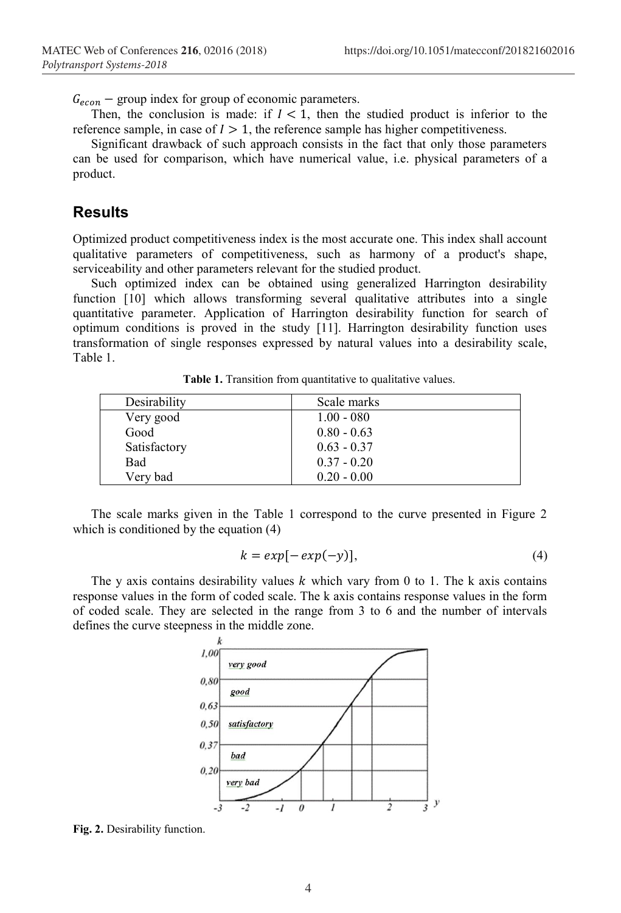$G_{econ}$ – group index for group of economic parameters.

Then, the conclusion is made: if $I < 1$, then the studied product is inferior to the reference sample, in case of $I > 1$, the reference sample has higher competitiveness.

Significant drawback of such approach consists in the fact that only those parameters can be used for comparison, which have numerical value, i.e. physical parameters of a product.

## Results

Optimized product competitiveness index is the most accurate one. This index shall account qualitative parameters of competitiveness, such as harmony of a product's shape, serviceability and other parameters relevant for the studied product.

Such optimized index can be obtained using generalized Harrington desirability function [10] which allows transforming several qualitative attributes into a single quantitative parameter. Application of Harrington desirability function for search of optimum conditions is proved in the study [11]. Harrington desirability function uses transformation of single responses expressed by natural values into a desirability scale, Table 1.

**Table 1.** Transition from quantitative to qualitative values.

| Desirability | Scale marks |
|---|---|
| Very good | 1.00 - 080 |
| Good | 0.80 - 0.63 |
| Satisfactory | 0.63 - 0.37 |
| Bad | 0.37 - 0.20 |
| Very bad | 0.20 - 0.00 |

The scale marks given in the Table 1 correspond to the curve presented in Figure 2 which is conditioned by the equation (4)

$$k = exp[-exp(-y)], \tag{4}$$

The y axis contains desirability values $k$ which vary from 0 to 1. The k axis contains response values in the form of coded scale. The k axis contains response values in the form of coded scale. They are selected in the range from 3 to 6 and the number of intervals defines the curve steepness in the middle zone.

**Fig. 2.** Desirability function.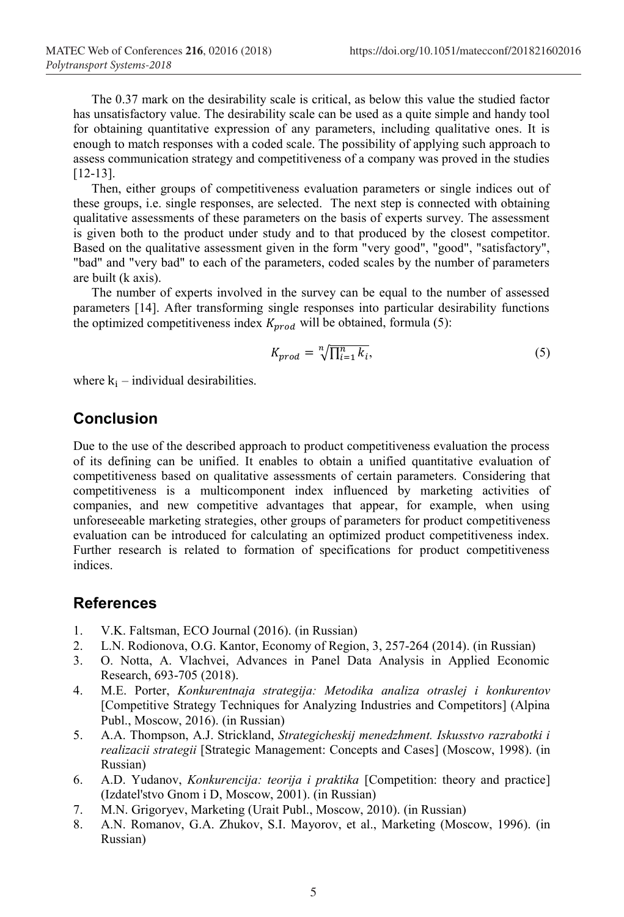The 0.37 mark on the desirability scale is critical, as below this value the studied factor has unsatisfactory value. The desirability scale can be used as a quite simple and handy tool for obtaining quantitative expression of any parameters, including qualitative ones. It is enough to match responses with a coded scale. The possibility of applying such approach to assess communication strategy and competitiveness of a company was proved in the studies [12-13].

Then, either groups of competitiveness evaluation parameters or single indices out of these groups, i.e. single responses, are selected. The next step is connected with obtaining qualitative assessments of these parameters on the basis of experts survey. The assessment is given both to the product under study and to that produced by the closest competitor. Based on the qualitative assessment given in the form "very good", "good", "satisfactory", "bad" and "very bad" to each of the parameters, coded scales by the number of parameters are built (k axis).

The number of experts involved in the survey can be equal to the number of assessed parameters [14]. After transforming single responses into particular desirability functions the optimized competitiveness index $K_{prod}$ will be obtained, formula (5):

$$K_{prod} = \sqrt[n]{\prod_{i=1}^{n} k_i}, \tag{5}$$

where $k_i$ – individual desirabilities.

## Conclusion

Due to the use of the described approach to product competitiveness evaluation the process of its defining can be unified. It enables to obtain a unified quantitative evaluation of competitiveness based on qualitative assessments of certain parameters. Considering that competitiveness is a multicomponent index influenced by marketing activities of companies, and new competitive advantages that appear, for example, when using unforeseeable marketing strategies, other groups of parameters for product competitiveness evaluation can be introduced for calculating an optimized product competitiveness index. Further research is related to formation of specifications for product competitiveness indices.

## References

1. V.K. Faltsman, ECO Journal (2016). (in Russian)
2. L.N. Rodionova, O.G. Kantor, Economy of Region, 3, 257-264 (2014). (in Russian)
3. O. Notta, A. Vlachvei, Advances in Panel Data Analysis in Applied Economic Research, 693-705 (2018).
4. M.E. Porter, *Konkurentnaja strategija: Metodika analiza otraslej i konkurentov* [Competitive Strategy Techniques for Analyzing Industries and Competitors] (Alpina Publ., Moscow, 2016). (in Russian)
5. A.A. Thompson, A.J. Strickland, *Strategicheskij menedzhment. Iskusstvo razrabotki i realizacii strategii* [Strategic Management: Concepts and Cases] (Moscow, 1998). (in Russian)
6. A.D. Yudanov, *Konkurencija: teorija i praktika* [Competition: theory and practice] (Izdatel'stvo Gnom i D, Moscow, 2001). (in Russian)
7. M.N. Grigoryev, Marketing (Urait Publ., Moscow, 2010). (in Russian)
8. A.N. Romanov, G.A. Zhukov, S.I. Mayorov, et al., Marketing (Moscow, 1996). (in Russian)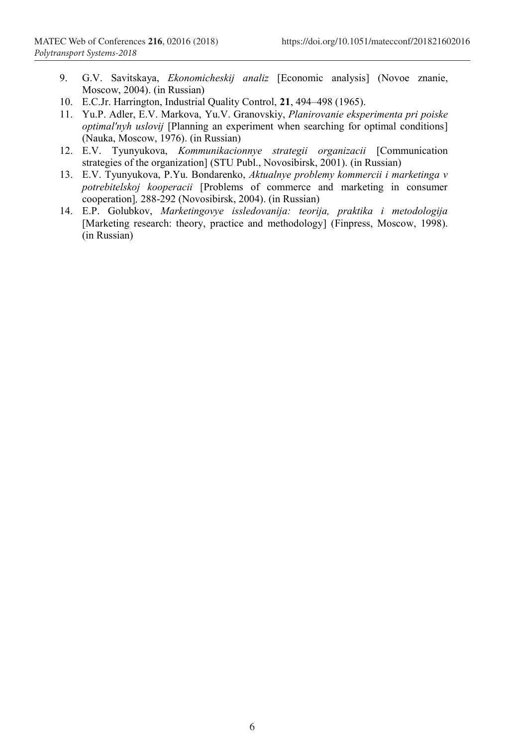9. G.V. Savitskaya, *Ekonomicheskij analiz* [Economic analysis] (Novoe znanie, Moscow, 2004). (in Russian)
10. E.C.Jr. Harrington, Industrial Quality Control, **21**, 494–498 (1965).
11. Yu.P. Adler, E.V. Markova, Yu.V. Granovskiy, *Planirovanie eksperimenta pri poiske optimal'nyh uslovij* [Planning an experiment when searching for optimal conditions] (Nauka, Moscow, 1976). (in Russian)
12. E.V. Tyunyukova, *Kommunikacionnye strategii organizacii* [Communication strategies of the organization] (STU Publ., Novosibirsk, 2001). (in Russian)
13. E.V. Tyunyukova, P.Yu. Bondarenko, *Aktualnye problemy kommercii i marketinga v potrebitelskoj kooperacii* [Problems of commerce and marketing in consumer cooperation], 288-292 (Novosibirsk, 2004). (in Russian)
14. E.P. Golubkov, *Marketingovye issledovanija: teorija, praktika i metodologija* [Marketing research: theory, practice and methodology] (Finpress, Moscow, 1998). (in Russian)